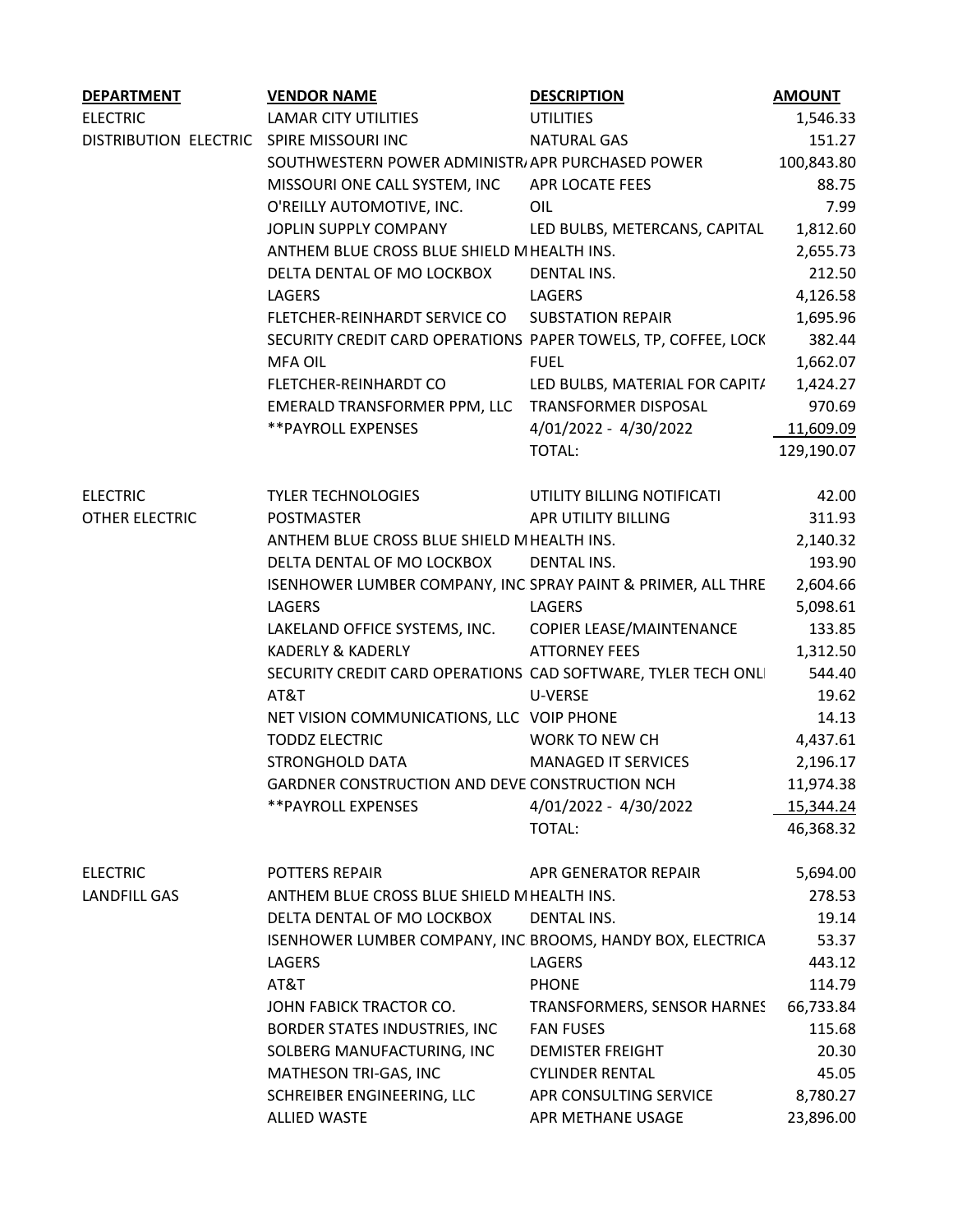| DEPARTMENT | VENDOR NAME | DESCRIPTION | AMOUNT |
|---|---|---|---|
| ELECTRIC | LAMAR CITY UTILITIES | UTILITIES | 1,546.33 |
| DISTRIBUTION ELECTRIC | SPIRE MISSOURI INC | NATURAL GAS | 151.27 |
| | SOUTHWESTERN POWER ADMINISTRA | APR PURCHASED POWER | 100,843.80 |
| | MISSOURI ONE CALL SYSTEM, INC | APR LOCATE FEES | 88.75 |
| | O'REILLY AUTOMOTIVE, INC. | OIL | 7.99 |
| | JOPLIN SUPPLY COMPANY | LED BULBS, METERCANS, CAPITAL | 1,812.60 |
| | ANTHEM BLUE CROSS BLUE SHIELD M | HEALTH INS. | 2,655.73 |
| | DELTA DENTAL OF MO LOCKBOX | DENTAL INS. | 212.50 |
| | LAGERS | LAGERS | 4,126.58 |
| | FLETCHER-REINHARDT SERVICE CO | SUBSTATION REPAIR | 1,695.96 |
| | SECURITY CREDIT CARD OPERATIONS | PAPER TOWELS, TP, COFFEE, LOCK | 382.44 |
| | MFA OIL | FUEL | 1,662.07 |
| | FLETCHER-REINHARDT CO | LED BULBS, MATERIAL FOR CAPITA | 1,424.27 |
| | EMERALD TRANSFORMER PPM, LLC | TRANSFORMER DISPOSAL | 970.69 |
| | **PAYROLL EXPENSES | 4/01/2022 - 4/30/2022 | 11,609.09 |
| | | TOTAL: | 129,190.07 |
| | | | |
| ELECTRIC | TYLER TECHNOLOGIES | UTILITY BILLING NOTIFICATI | 42.00 |
| OTHER ELECTRIC | POSTMASTER | APR UTILITY BILLING | 311.93 |
| | ANTHEM BLUE CROSS BLUE SHIELD M | HEALTH INS. | 2,140.32 |
| | DELTA DENTAL OF MO LOCKBOX | DENTAL INS. | 193.90 |
| | ISENHOWER LUMBER COMPANY, INC | SPRAY PAINT & PRIMER, ALL THRE | 2,604.66 |
| | LAGERS | LAGERS | 5,098.61 |
| | LAKELAND OFFICE SYSTEMS, INC. | COPIER LEASE/MAINTENANCE | 133.85 |
| | KADERLY & KADERLY | ATTORNEY FEES | 1,312.50 |
| | SECURITY CREDIT CARD OPERATIONS | CAD SOFTWARE, TYLER TECH ONLI | 544.40 |
| | AT&T | U-VERSE | 19.62 |
| | NET VISION COMMUNICATIONS, LLC | VOIP PHONE | 14.13 |
| | TODDZ ELECTRIC | WORK TO NEW CH | 4,437.61 |
| | STRONGHOLD DATA | MANAGED IT SERVICES | 2,196.17 |
| | GARDNER CONSTRUCTION AND DEVE | CONSTRUCTION NCH | 11,974.38 |
| | **PAYROLL EXPENSES | 4/01/2022 - 4/30/2022 | 15,344.24 |
| | | TOTAL: | 46,368.32 |
| | | | |
| ELECTRIC | POTTERS REPAIR | APR GENERATOR REPAIR | 5,694.00 |
| LANDFILL GAS | ANTHEM BLUE CROSS BLUE SHIELD M | HEALTH INS. | 278.53 |
| | DELTA DENTAL OF MO LOCKBOX | DENTAL INS. | 19.14 |
| | ISENHOWER LUMBER COMPANY, INC | BROOMS, HANDY BOX, ELECTRICA | 53.37 |
| | LAGERS | LAGERS | 443.12 |
| | AT&T | PHONE | 114.79 |
| | JOHN FABICK TRACTOR CO. | TRANSFORMERS, SENSOR HARNES | 66,733.84 |
| | BORDER STATES INDUSTRIES, INC | FAN FUSES | 115.68 |
| | SOLBERG MANUFACTURING, INC | DEMISTER FREIGHT | 20.30 |
| | MATHESON TRI-GAS, INC | CYLINDER RENTAL | 45.05 |
| | SCHREIBER ENGINEERING, LLC | APR CONSULTING SERVICE | 8,780.27 |
| | ALLIED WASTE | APR METHANE USAGE | 23,896.00 |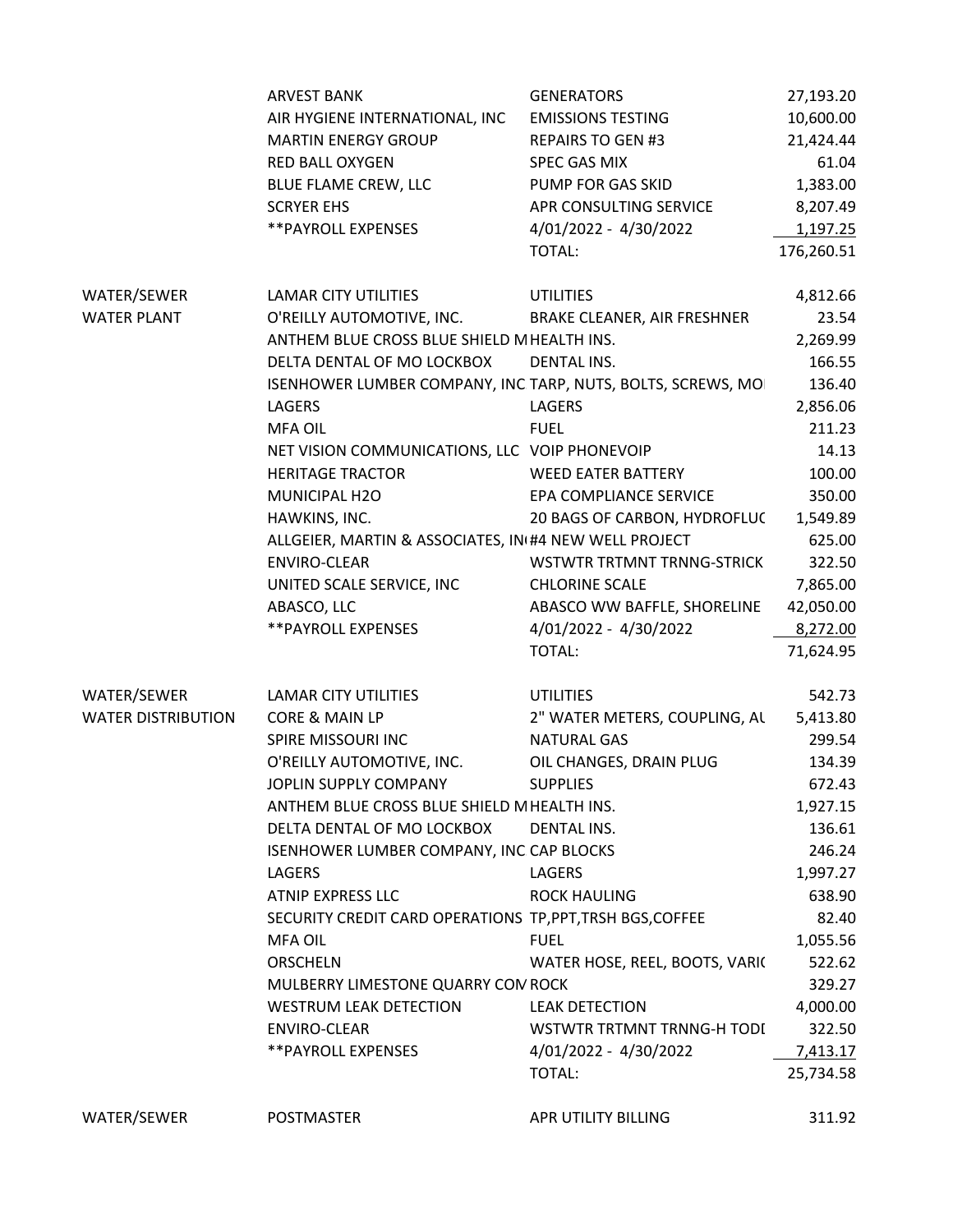| | | | |
|---|---|---|---|
| | ARVEST BANK | GENERATORS | 27,193.20 |
| | AIR HYGIENE INTERNATIONAL, INC | EMISSIONS TESTING | 10,600.00 |
| | MARTIN ENERGY GROUP | REPAIRS TO GEN #3 | 21,424.44 |
| | RED BALL OXYGEN | SPEC GAS MIX | 61.04 |
| | BLUE FLAME CREW, LLC | PUMP FOR GAS SKID | 1,383.00 |
| | SCRYER EHS | APR CONSULTING SERVICE | 8,207.49 |
| | **PAYROLL EXPENSES | 4/01/2022 - 4/30/2022 | 1,197.25 |
| | | TOTAL: | 176,260.51 |
| | | | |
| WATER/SEWER | LAMAR CITY UTILITIES | UTILITIES | 4,812.66 |
| WATER PLANT | O'REILLY AUTOMOTIVE, INC. | BRAKE CLEANER, AIR FRESHNER | 23.54 |
| | ANTHEM BLUE CROSS BLUE SHIELD M | HEALTH INS. | 2,269.99 |
| | DELTA DENTAL OF MO LOCKBOX | DENTAL INS. | 166.55 |
| | ISENHOWER LUMBER COMPANY, INC | TARP, NUTS, BOLTS, SCREWS, MO | 136.40 |
| | LAGERS | LAGERS | 2,856.06 |
| | MFA OIL | FUEL | 211.23 |
| | NET VISION COMMUNICATIONS, LLC | VOIP PHONEVOIP | 14.13 |
| | HERITAGE TRACTOR | WEED EATER BATTERY | 100.00 |
| | MUNICIPAL H2O | EPA COMPLIANCE SERVICE | 350.00 |
| | HAWKINS, INC. | 20 BAGS OF CARBON, HYDROFLUC | 1,549.89 |
| | ALLGEIER, MARTIN & ASSOCIATES, IN | #4 NEW WELL PROJECT | 625.00 |
| | ENVIRO-CLEAR | WSTWTR TRTMNT TRNNG-STRICK | 322.50 |
| | UNITED SCALE SERVICE, INC | CHLORINE SCALE | 7,865.00 |
| | ABASCO, LLC | ABASCO WW BAFFLE, SHORELINE | 42,050.00 |
| | **PAYROLL EXPENSES | 4/01/2022 - 4/30/2022 | 8,272.00 |
| | | TOTAL: | 71,624.95 |
| | | | |
| WATER/SEWER | LAMAR CITY UTILITIES | UTILITIES | 542.73 |
| WATER DISTRIBUTION | CORE & MAIN LP | 2" WATER METERS, COUPLING, AL | 5,413.80 |
| | SPIRE MISSOURI INC | NATURAL GAS | 299.54 |
| | O'REILLY AUTOMOTIVE, INC. | OIL CHANGES, DRAIN PLUG | 134.39 |
| | JOPLIN SUPPLY COMPANY | SUPPLIES | 672.43 |
| | ANTHEM BLUE CROSS BLUE SHIELD M | HEALTH INS. | 1,927.15 |
| | DELTA DENTAL OF MO LOCKBOX | DENTAL INS. | 136.61 |
| | ISENHOWER LUMBER COMPANY, INC | CAP BLOCKS | 246.24 |
| | LAGERS | LAGERS | 1,997.27 |
| | ATNIP EXPRESS LLC | ROCK HAULING | 638.90 |
| | SECURITY CREDIT CARD OPERATIONS | TP,PPT,TRSH BGS,COFFEE | 82.40 |
| | MFA OIL | FUEL | 1,055.56 |
| | ORSCHELN | WATER HOSE, REEL, BOOTS, VARIO | 522.62 |
| | MULBERRY LIMESTONE QUARRY COM | ROCK | 329.27 |
| | WESTRUM LEAK DETECTION | LEAK DETECTION | 4,000.00 |
| | ENVIRO-CLEAR | WSTWTR TRTMNT TRNNG-H TODI | 322.50 |
| | **PAYROLL EXPENSES | 4/01/2022 - 4/30/2022 | 7,413.17 |
| | | TOTAL: | 25,734.58 |
| | | | |
| WATER/SEWER | POSTMASTER | APR UTILITY BILLING | 311.92 |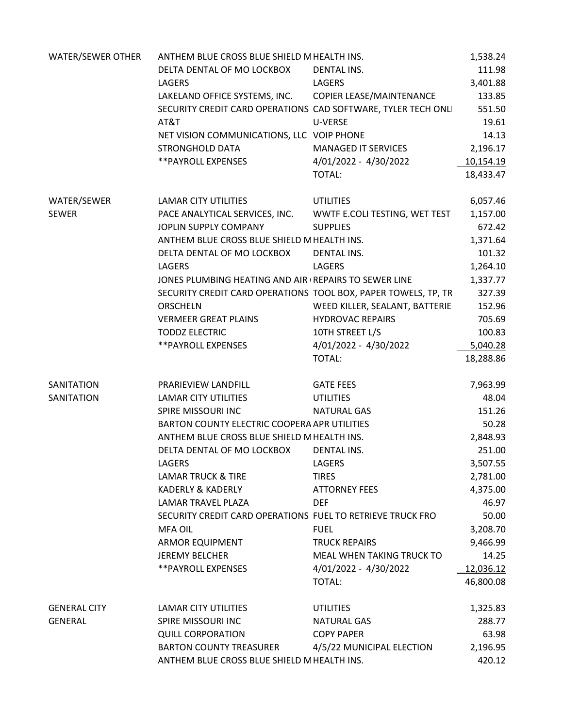| Department | Vendor | Description | Amount |
|---|---|---|---|
| WATER/SEWER OTHER | ANTHEM BLUE CROSS BLUE SHIELD M | HEALTH INS. | 1,538.24 |
| | DELTA DENTAL OF MO LOCKBOX | DENTAL INS. | 111.98 |
| | LAGERS | LAGERS | 3,401.88 |
| | LAKELAND OFFICE SYSTEMS, INC. | COPIER LEASE/MAINTENANCE | 133.85 |
| | SECURITY CREDIT CARD OPERATIONS | CAD SOFTWARE, TYLER TECH ONLI | 551.50 |
| | AT&T | U-VERSE | 19.61 |
| | NET VISION COMMUNICATIONS, LLC | VOIP PHONE | 14.13 |
| | STRONGHOLD DATA | MANAGED IT SERVICES | 2,196.17 |
| | **PAYROLL EXPENSES | 4/01/2022 - 4/30/2022 | 10,154.19 |
| | | TOTAL: | 18,433.47 |
| | | | |
| WATER/SEWER | LAMAR CITY UTILITIES | UTILITIES | 6,057.46 |
| SEWER | PACE ANALYTICAL SERVICES, INC. | WWTF E.COLI TESTING, WET TEST | 1,157.00 |
| | JOPLIN SUPPLY COMPANY | SUPPLIES | 672.42 |
| | ANTHEM BLUE CROSS BLUE SHIELD M | HEALTH INS. | 1,371.64 |
| | DELTA DENTAL OF MO LOCKBOX | DENTAL INS. | 101.32 |
| | LAGERS | LAGERS | 1,264.10 |
| | JONES PLUMBING HEATING AND AIR ( | REPAIRS TO SEWER LINE | 1,337.77 |
| | SECURITY CREDIT CARD OPERATIONS | TOOL BOX, PAPER TOWELS, TP, TR | 327.39 |
| | ORSCHELN | WEED KILLER, SEALANT, BATTERIE | 152.96 |
| | VERMEER GREAT PLAINS | HYDROVAC REPAIRS | 705.69 |
| | TODDZ ELECTRIC | 10TH STREET L/S | 100.83 |
| | **PAYROLL EXPENSES | 4/01/2022 - 4/30/2022 | 5,040.28 |
| | | TOTAL: | 18,288.86 |
| | | | |
| SANITATION | PRARIEVIEW LANDFILL | GATE FEES | 7,963.99 |
| SANITATION | LAMAR CITY UTILITIES | UTILITIES | 48.04 |
| | SPIRE MISSOURI INC | NATURAL GAS | 151.26 |
| | BARTON COUNTY ELECTRIC COOPERA | APR UTILITIES | 50.28 |
| | ANTHEM BLUE CROSS BLUE SHIELD M | HEALTH INS. | 2,848.93 |
| | DELTA DENTAL OF MO LOCKBOX | DENTAL INS. | 251.00 |
| | LAGERS | LAGERS | 3,507.55 |
| | LAMAR TRUCK & TIRE | TIRES | 2,781.00 |
| | KADERLY & KADERLY | ATTORNEY FEES | 4,375.00 |
| | LAMAR TRAVEL PLAZA | DEF | 46.97 |
| | SECURITY CREDIT CARD OPERATIONS | FUEL TO RETRIEVE TRUCK FRO | 50.00 |
| | MFA OIL | FUEL | 3,208.70 |
| | ARMOR EQUIPMENT | TRUCK REPAIRS | 9,466.99 |
| | JEREMY BELCHER | MEAL WHEN TAKING TRUCK TO | 14.25 |
| | **PAYROLL EXPENSES | 4/01/2022 - 4/30/2022 | 12,036.12 |
| | | TOTAL: | 46,800.08 |
| | | | |
| GENERAL CITY | LAMAR CITY UTILITIES | UTILITIES | 1,325.83 |
| GENERAL | SPIRE MISSOURI INC | NATURAL GAS | 288.77 |
| | QUILL CORPORATION | COPY PAPER | 63.98 |
| | BARTON COUNTY TREASURER | 4/5/22 MUNICIPAL ELECTION | 2,196.95 |
| | ANTHEM BLUE CROSS BLUE SHIELD M | HEALTH INS. | 420.12 |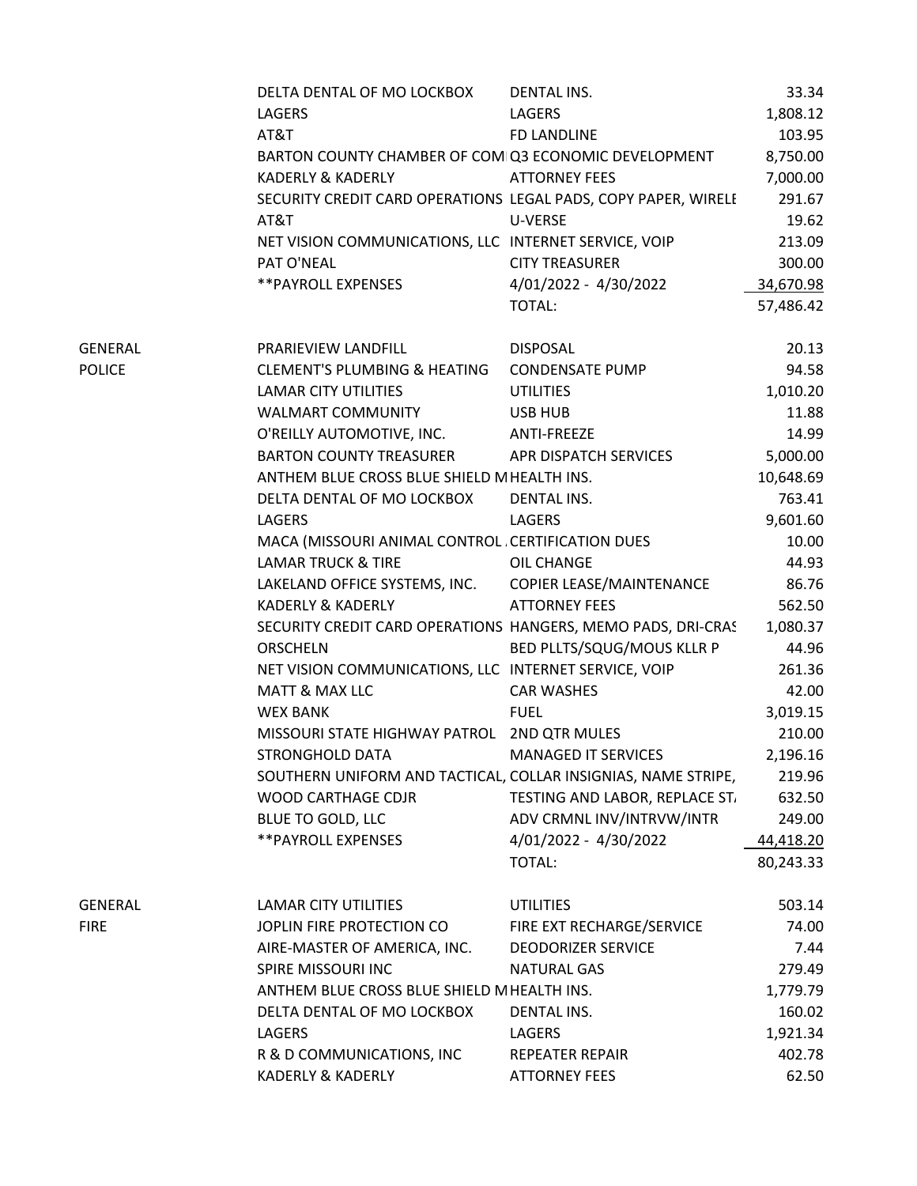| | | | |
|---|---|---|---|
| | DELTA DENTAL OF MO LOCKBOX | DENTAL INS. | 33.34 |
| | LAGERS | LAGERS | 1,808.12 |
| | AT&T | FD LANDLINE | 103.95 |
| | BARTON COUNTY CHAMBER OF COM | Q3 ECONOMIC DEVELOPMENT | 8,750.00 |
| | KADERLY & KADERLY | ATTORNEY FEES | 7,000.00 |
| | SECURITY CREDIT CARD OPERATIONS | LEGAL PADS, COPY PAPER, WIRELE | 291.67 |
| | AT&T | U-VERSE | 19.62 |
| | NET VISION COMMUNICATIONS, LLC | INTERNET SERVICE, VOIP | 213.09 |
| | PAT O'NEAL | CITY TREASURER | 300.00 |
| | **PAYROLL EXPENSES | 4/01/2022 - 4/30/2022 | 34,670.98 |
| | | TOTAL: | 57,486.42 |
| | | | |
| GENERAL | PRARIEVIEW LANDFILL | DISPOSAL | 20.13 |
| POLICE | CLEMENT'S PLUMBING & HEATING | CONDENSATE PUMP | 94.58 |
| | LAMAR CITY UTILITIES | UTILITIES | 1,010.20 |
| | WALMART COMMUNITY | USB HUB | 11.88 |
| | O'REILLY AUTOMOTIVE, INC. | ANTI-FREEZE | 14.99 |
| | BARTON COUNTY TREASURER | APR DISPATCH SERVICES | 5,000.00 |
| | ANTHEM BLUE CROSS BLUE SHIELD M | HEALTH INS. | 10,648.69 |
| | DELTA DENTAL OF MO LOCKBOX | DENTAL INS. | 763.41 |
| | LAGERS | LAGERS | 9,601.60 |
| | MACA (MISSOURI ANIMAL CONTROL | CERTIFICATION DUES | 10.00 |
| | LAMAR TRUCK & TIRE | OIL CHANGE | 44.93 |
| | LAKELAND OFFICE SYSTEMS, INC. | COPIER LEASE/MAINTENANCE | 86.76 |
| | KADERLY & KADERLY | ATTORNEY FEES | 562.50 |
| | SECURITY CREDIT CARD OPERATIONS | HANGERS, MEMO PADS, DRI-CRAS | 1,080.37 |
| | ORSCHELN | BED PLLTS/SQUG/MOUS KLLR P | 44.96 |
| | NET VISION COMMUNICATIONS, LLC | INTERNET SERVICE, VOIP | 261.36 |
| | MATT & MAX LLC | CAR WASHES | 42.00 |
| | WEX BANK | FUEL | 3,019.15 |
| | MISSOURI STATE HIGHWAY PATROL | 2ND QTR MULES | 210.00 |
| | STRONGHOLD DATA | MANAGED IT SERVICES | 2,196.16 |
| | SOUTHERN UNIFORM AND TACTICAL, | COLLAR INSIGNIAS, NAME STRIPE, | 219.96 |
| | WOOD CARTHAGE CDJR | TESTING AND LABOR, REPLACE ST | 632.50 |
| | BLUE TO GOLD, LLC | ADV CRMNL INV/INTRVW/INTR | 249.00 |
| | **PAYROLL EXPENSES | 4/01/2022 - 4/30/2022 | 44,418.20 |
| | | TOTAL: | 80,243.33 |
| | | | |
| GENERAL | LAMAR CITY UTILITIES | UTILITIES | 503.14 |
| FIRE | JOPLIN FIRE PROTECTION CO | FIRE EXT RECHARGE/SERVICE | 74.00 |
| | AIRE-MASTER OF AMERICA, INC. | DEODORIZER SERVICE | 7.44 |
| | SPIRE MISSOURI INC | NATURAL GAS | 279.49 |
| | ANTHEM BLUE CROSS BLUE SHIELD M | HEALTH INS. | 1,779.79 |
| | DELTA DENTAL OF MO LOCKBOX | DENTAL INS. | 160.02 |
| | LAGERS | LAGERS | 1,921.34 |
| | R & D COMMUNICATIONS, INC | REPEATER REPAIR | 402.78 |
| | KADERLY & KADERLY | ATTORNEY FEES | 62.50 |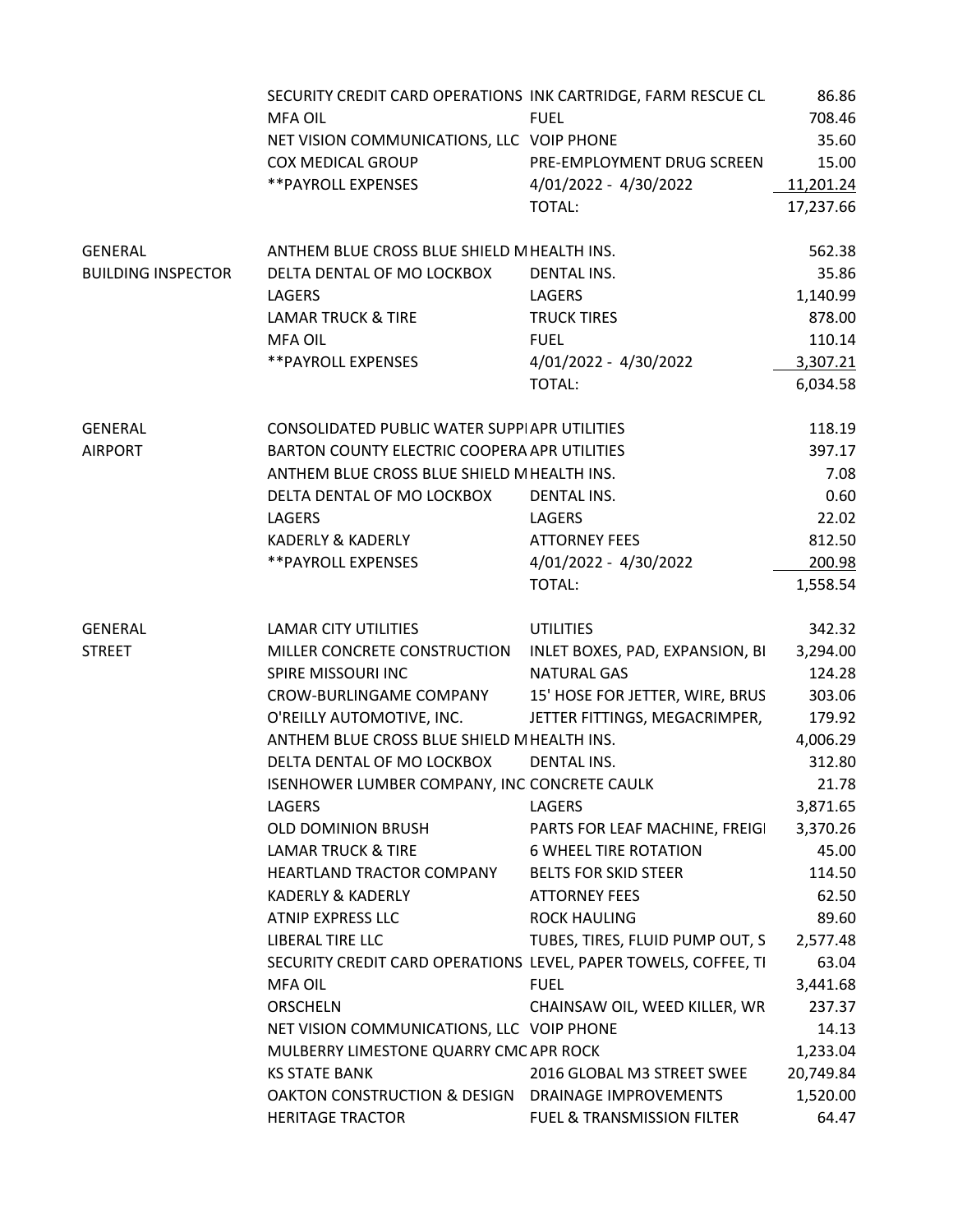| | | | |
|---|---|---|---|
| | SECURITY CREDIT CARD OPERATIONS | INK CARTRIDGE, FARM RESCUE CL | 86.86 |
| | MFA OIL | FUEL | 708.46 |
| | NET VISION COMMUNICATIONS, LLC | VOIP PHONE | 35.60 |
| | COX MEDICAL GROUP | PRE-EMPLOYMENT DRUG SCREEN | 15.00 |
| | **PAYROLL EXPENSES | 4/01/2022 - 4/30/2022 | 11,201.24 |
| | | TOTAL: | 17,237.66 |
| GENERAL | ANTHEM BLUE CROSS BLUE SHIELD M | HEALTH INS. | 562.38 |
| BUILDING INSPECTOR | DELTA DENTAL OF MO LOCKBOX | DENTAL INS. | 35.86 |
| | LAGERS | LAGERS | 1,140.99 |
| | LAMAR TRUCK & TIRE | TRUCK TIRES | 878.00 |
| | MFA OIL | FUEL | 110.14 |
| | **PAYROLL EXPENSES | 4/01/2022 - 4/30/2022 | 3,307.21 |
| | | TOTAL: | 6,034.58 |
| GENERAL | CONSOLIDATED PUBLIC WATER SUPPI | APR UTILITIES | 118.19 |
| AIRPORT | BARTON COUNTY ELECTRIC COOPERA | APR UTILITIES | 397.17 |
| | ANTHEM BLUE CROSS BLUE SHIELD M | HEALTH INS. | 7.08 |
| | DELTA DENTAL OF MO LOCKBOX | DENTAL INS. | 0.60 |
| | LAGERS | LAGERS | 22.02 |
| | KADERLY & KADERLY | ATTORNEY FEES | 812.50 |
| | **PAYROLL EXPENSES | 4/01/2022 - 4/30/2022 | 200.98 |
| | | TOTAL: | 1,558.54 |
| GENERAL | LAMAR CITY UTILITIES | UTILITIES | 342.32 |
| STREET | MILLER CONCRETE CONSTRUCTION | INLET BOXES, PAD, EXPANSION, BI | 3,294.00 |
| | SPIRE MISSOURI INC | NATURAL GAS | 124.28 |
| | CROW-BURLINGAME COMPANY | 15' HOSE FOR JETTER, WIRE, BRUS | 303.06 |
| | O'REILLY AUTOMOTIVE, INC. | JETTER FITTINGS, MEGACRIMPER, | 179.92 |
| | ANTHEM BLUE CROSS BLUE SHIELD M | HEALTH INS. | 4,006.29 |
| | DELTA DENTAL OF MO LOCKBOX | DENTAL INS. | 312.80 |
| | ISENHOWER LUMBER COMPANY, INC | CONCRETE CAULK | 21.78 |
| | LAGERS | LAGERS | 3,871.65 |
| | OLD DOMINION BRUSH | PARTS FOR LEAF MACHINE, FREIGI | 3,370.26 |
| | LAMAR TRUCK & TIRE | 6 WHEEL TIRE ROTATION | 45.00 |
| | HEARTLAND TRACTOR COMPANY | BELTS FOR SKID STEER | 114.50 |
| | KADERLY & KADERLY | ATTORNEY FEES | 62.50 |
| | ATNIP EXPRESS LLC | ROCK HAULING | 89.60 |
| | LIBERAL TIRE LLC | TUBES, TIRES, FLUID PUMP OUT, S | 2,577.48 |
| | SECURITY CREDIT CARD OPERATIONS | LEVEL, PAPER TOWELS, COFFEE, TI | 63.04 |
| | MFA OIL | FUEL | 3,441.68 |
| | ORSCHELN | CHAINSAW OIL, WEED KILLER, WR | 237.37 |
| | NET VISION COMMUNICATIONS, LLC | VOIP PHONE | 14.13 |
| | MULBERRY LIMESTONE QUARRY CMC | APR ROCK | 1,233.04 |
| | KS STATE BANK | 2016 GLOBAL M3 STREET SWEE | 20,749.84 |
| | OAKTON CONSTRUCTION & DESIGN | DRAINAGE IMPROVEMENTS | 1,520.00 |
| | HERITAGE TRACTOR | FUEL & TRANSMISSION FILTER | 64.47 |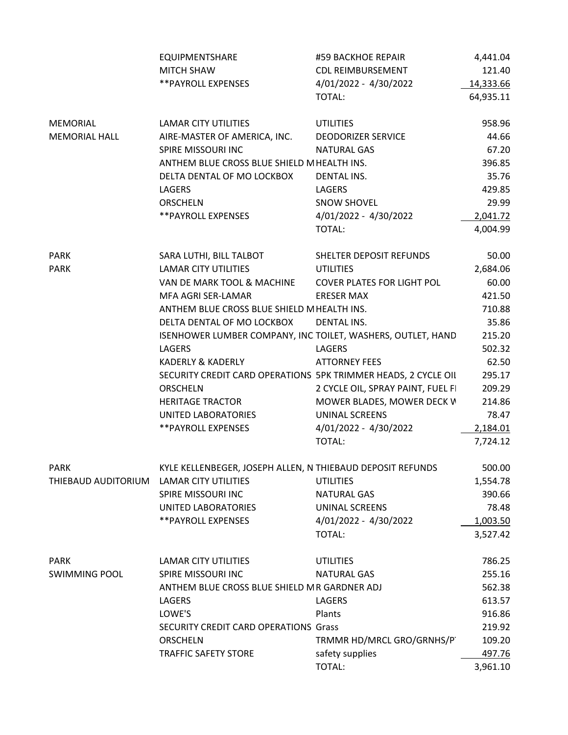| | | | |
|---|---|---|---|
| | EQUIPMENTSHARE | #59 BACKHOE REPAIR | 4,441.04 |
| | MITCH SHAW | CDL REIMBURSEMENT | 121.40 |
| | **PAYROLL EXPENSES | 4/01/2022 - 4/30/2022 | 14,333.66 |
| | | TOTAL: | 64,935.11 |
| | | | |
| MEMORIAL | LAMAR CITY UTILITIES | UTILITIES | 958.96 |
| MEMORIAL HALL | AIRE-MASTER OF AMERICA, INC. | DEODORIZER SERVICE | 44.66 |
| | SPIRE MISSOURI INC | NATURAL GAS | 67.20 |
| | ANTHEM BLUE CROSS BLUE SHIELD M | HEALTH INS. | 396.85 |
| | DELTA DENTAL OF MO LOCKBOX | DENTAL INS. | 35.76 |
| | LAGERS | LAGERS | 429.85 |
| | ORSCHELN | SNOW SHOVEL | 29.99 |
| | **PAYROLL EXPENSES | 4/01/2022 - 4/30/2022 | 2,041.72 |
| | | TOTAL: | 4,004.99 |
| | | | |
| PARK | SARA LUTHI, BILL TALBOT | SHELTER DEPOSIT REFUNDS | 50.00 |
| PARK | LAMAR CITY UTILITIES | UTILITIES | 2,684.06 |
| | VAN DE MARK TOOL & MACHINE | COVER PLATES FOR LIGHT POL | 60.00 |
| | MFA AGRI SER-LAMAR | ERESER MAX | 421.50 |
| | ANTHEM BLUE CROSS BLUE SHIELD M | HEALTH INS. | 710.88 |
| | DELTA DENTAL OF MO LOCKBOX | DENTAL INS. | 35.86 |
| | ISENHOWER LUMBER COMPANY, INC | TOILET, WASHERS, OUTLET, HAND | 215.20 |
| | LAGERS | LAGERS | 502.32 |
| | KADERLY & KADERLY | ATTORNEY FEES | 62.50 |
| | SECURITY CREDIT CARD OPERATIONS | 5PK TRIMMER HEADS, 2 CYCLE OIL | 295.17 |
| | ORSCHELN | 2 CYCLE OIL, SPRAY PAINT, FUEL FI | 209.29 |
| | HERITAGE TRACTOR | MOWER BLADES, MOWER DECK W | 214.86 |
| | UNITED LABORATORIES | UNINAL SCREENS | 78.47 |
| | **PAYROLL EXPENSES | 4/01/2022 - 4/30/2022 | 2,184.01 |
| | | TOTAL: | 7,724.12 |
| | | | |
| PARK | KYLE KELLENBEGER, JOSEPH ALLEN, N | THIEBAUD DEPOSIT REFUNDS | 500.00 |
| THIEBAUD AUDITORIUM | LAMAR CITY UTILITIES | UTILITIES | 1,554.78 |
| | SPIRE MISSOURI INC | NATURAL GAS | 390.66 |
| | UNITED LABORATORIES | UNINAL SCREENS | 78.48 |
| | **PAYROLL EXPENSES | 4/01/2022 - 4/30/2022 | 1,003.50 |
| | | TOTAL: | 3,527.42 |
| | | | |
| PARK | LAMAR CITY UTILITIES | UTILITIES | 786.25 |
| SWIMMING POOL | SPIRE MISSOURI INC | NATURAL GAS | 255.16 |
| | ANTHEM BLUE CROSS BLUE SHIELD M | R GARDNER ADJ | 562.38 |
| | LAGERS | LAGERS | 613.57 |
| | LOWE'S | Plants | 916.86 |
| | SECURITY CREDIT CARD OPERATIONS | Grass | 219.92 |
| | ORSCHELN | TRMMR HD/MRCL GRO/GRNHS/P | 109.20 |
| | TRAFFIC SAFETY STORE | safety supplies | 497.76 |
| | | TOTAL: | 3,961.10 |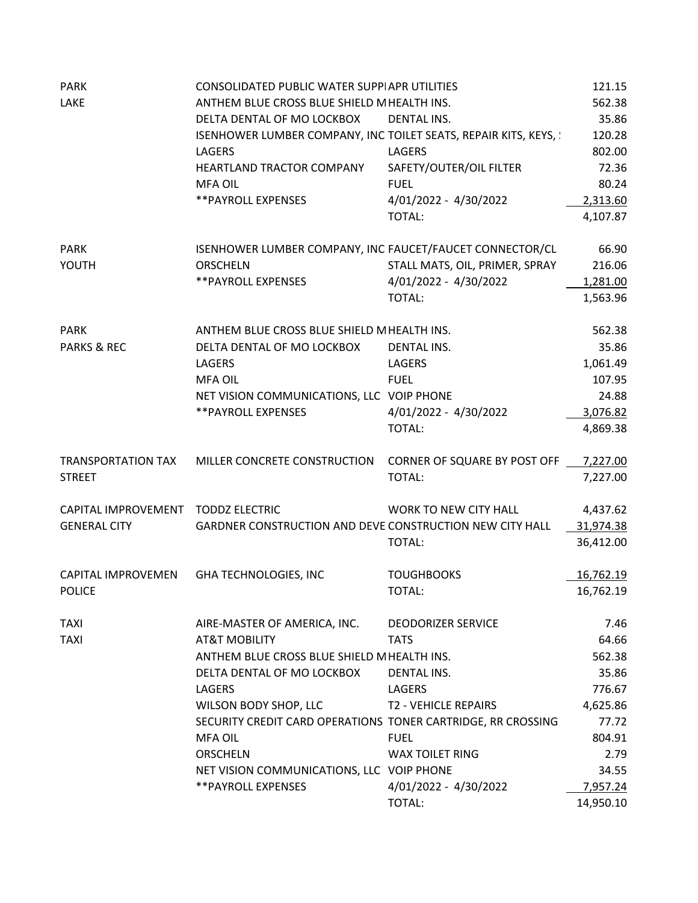| | | | |
|---|---|---|---|
| PARK | CONSOLIDATED PUBLIC WATER SUPPI | APR UTILITIES | 121.15 |
| LAKE | ANTHEM BLUE CROSS BLUE SHIELD M | HEALTH INS. | 562.38 |
| | DELTA DENTAL OF MO LOCKBOX | DENTAL INS. | 35.86 |
| | ISENHOWER LUMBER COMPANY, INC | TOILET SEATS, REPAIR KITS, KEYS, ! | 120.28 |
| | LAGERS | LAGERS | 802.00 |
| | HEARTLAND TRACTOR COMPANY | SAFETY/OUTER/OIL FILTER | 72.36 |
| | MFA OIL | FUEL | 80.24 |
| | **PAYROLL EXPENSES | 4/01/2022 - 4/30/2022 | 2,313.60 |
| | | TOTAL: | 4,107.87 |
| | | | |
| PARK | ISENHOWER LUMBER COMPANY, INC | FAUCET/FAUCET CONNECTOR/CL | 66.90 |
| YOUTH | ORSCHELN | STALL MATS, OIL, PRIMER, SPRAY | 216.06 |
| | **PAYROLL EXPENSES | 4/01/2022 - 4/30/2022 | 1,281.00 |
| | | TOTAL: | 1,563.96 |
| | | | |
| PARK | ANTHEM BLUE CROSS BLUE SHIELD M | HEALTH INS. | 562.38 |
| PARKS & REC | DELTA DENTAL OF MO LOCKBOX | DENTAL INS. | 35.86 |
| | LAGERS | LAGERS | 1,061.49 |
| | MFA OIL | FUEL | 107.95 |
| | NET VISION COMMUNICATIONS, LLC | VOIP PHONE | 24.88 |
| | **PAYROLL EXPENSES | 4/01/2022 - 4/30/2022 | 3,076.82 |
| | | TOTAL: | 4,869.38 |
| | | | |
| TRANSPORTATION TAX | MILLER CONCRETE CONSTRUCTION | CORNER OF SQUARE BY POST OFF | 7,227.00 |
| STREET | | TOTAL: | 7,227.00 |
| | | | |
| CAPITAL IMPROVEMENT | TODDZ ELECTRIC | WORK TO NEW CITY HALL | 4,437.62 |
| GENERAL CITY | GARDNER CONSTRUCTION AND DEVE | CONSTRUCTION NEW CITY HALL | 31,974.38 |
| | | TOTAL: | 36,412.00 |
| | | | |
| CAPITAL IMPROVEMEN | GHA TECHNOLOGIES, INC | TOUGHBOOKS | 16,762.19 |
| POLICE | | TOTAL: | 16,762.19 |
| | | | |
| TAXI | AIRE-MASTER OF AMERICA, INC. | DEODORIZER SERVICE | 7.46 |
| TAXI | AT&T MOBILITY | TATS | 64.66 |
| | ANTHEM BLUE CROSS BLUE SHIELD M | HEALTH INS. | 562.38 |
| | DELTA DENTAL OF MO LOCKBOX | DENTAL INS. | 35.86 |
| | LAGERS | LAGERS | 776.67 |
| | WILSON BODY SHOP, LLC | T2 - VEHICLE REPAIRS | 4,625.86 |
| | SECURITY CREDIT CARD OPERATIONS | TONER CARTRIDGE, RR CROSSING | 77.72 |
| | MFA OIL | FUEL | 804.91 |
| | ORSCHELN | WAX TOILET RING | 2.79 |
| | NET VISION COMMUNICATIONS, LLC | VOIP PHONE | 34.55 |
| | **PAYROLL EXPENSES | 4/01/2022 - 4/30/2022 | 7,957.24 |
| | | TOTAL: | 14,950.10 |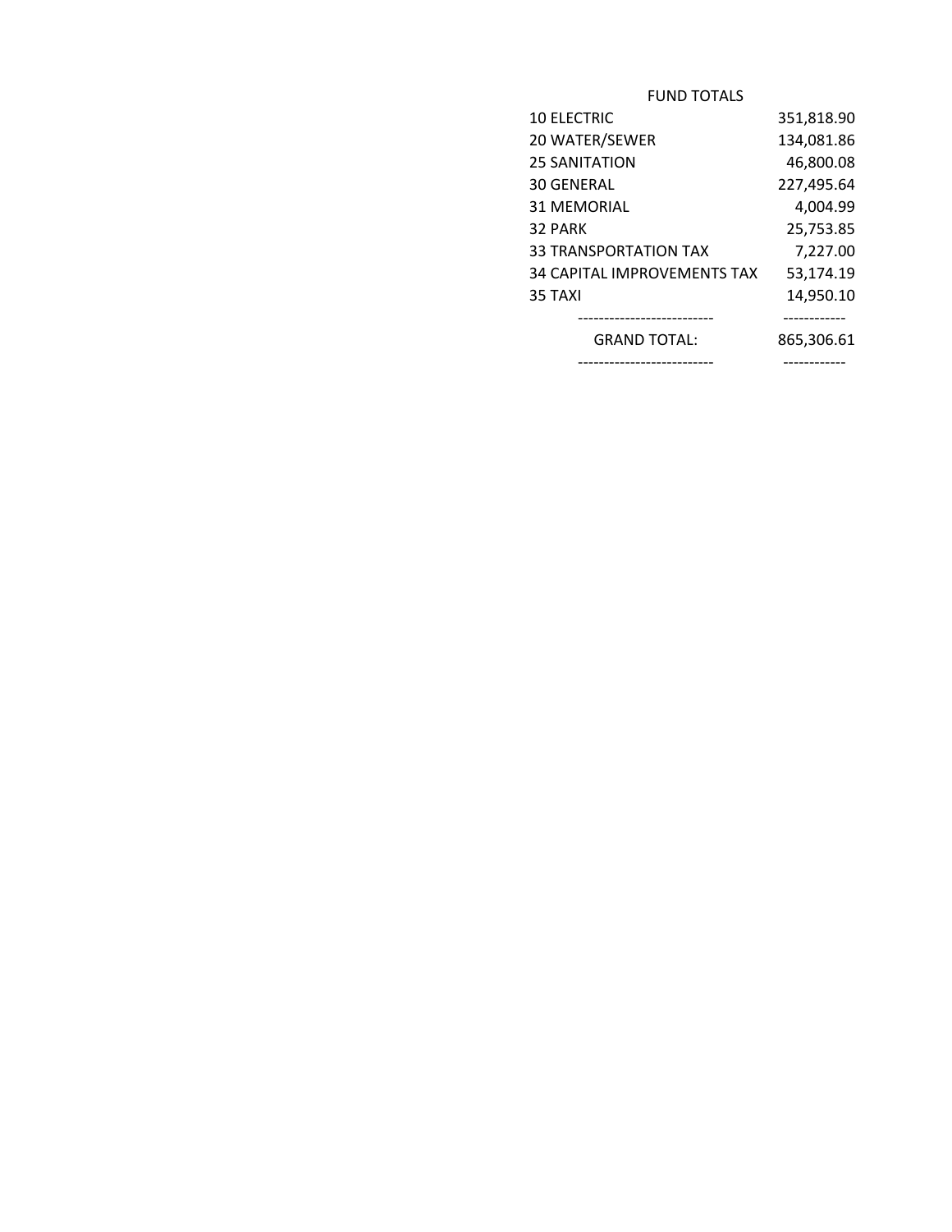FUND TOTALS

| | |
|---|---|
| 10 ELECTRIC | 351,818.90 |
| 20 WATER/SEWER | 134,081.86 |
| 25 SANITATION | 46,800.08 |
| 30 GENERAL | 227,495.64 |
| 31 MEMORIAL | 4,004.99 |
| 32 PARK | 25,753.85 |
| 33 TRANSPORTATION TAX | 7,227.00 |
| 34 CAPITAL IMPROVEMENTS TAX | 53,174.19 |
| 35 TAXI | 14,950.10 |
| GRAND TOTAL: | 865,306.61 |